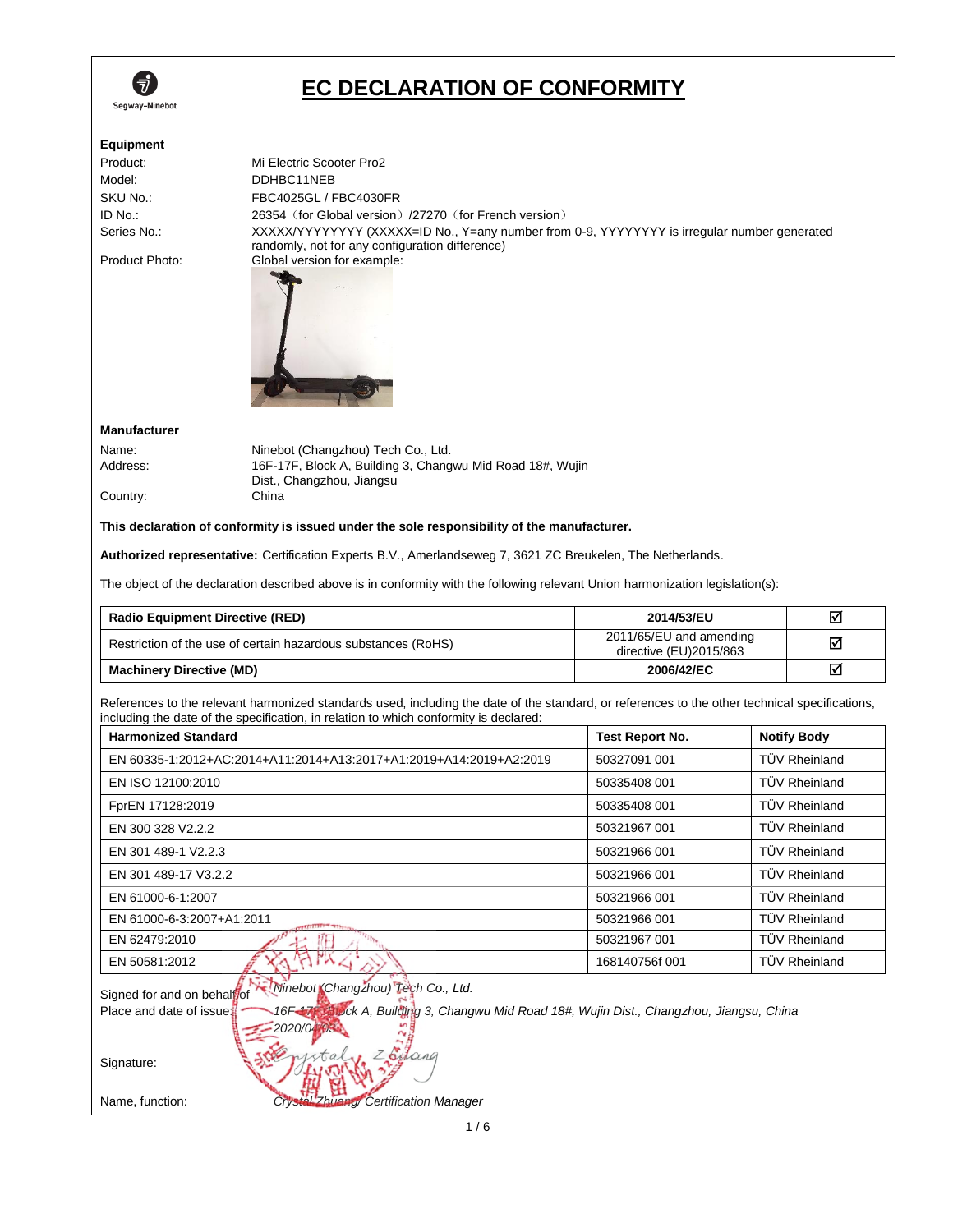Segway-Ninebot

# EC DECLARATION OF CONFORMITY

**Equipment**

Product: Mi Electric Scooter Pro2
Model: DDHBC11NEB
SKU No.: FBC4025GL / FBC4030FR
ID No.: 26354（for Global version）/27270（for French version）
Series No.: XXXXX/YYYYYYYY (XXXXX=ID No., Y=any number from 0-9, YYYYYYYY is irregular number generated randomly, not for any configuration difference)
Product Photo: Global version for example:

**Manufacturer**

Name: Ninebot (Changzhou) Tech Co., Ltd.
Address: 16F-17F, Block A, Building 3, Changwu Mid Road 18#, Wujin Dist., Changzhou, Jiangsu
Country: China

**This declaration of conformity is issued under the sole responsibility of the manufacturer.**

**Authorized representative:** Certification Experts B.V., Amerlandseweg 7, 3621 ZC Breukelen, The Netherlands.

The object of the declaration described above is in conformity with the following relevant Union harmonization legislation(s):

| | | |
|---|---|---|
| **Radio Equipment Directive (RED)** | **2014/53/EU** | ☑ |
| Restriction of the use of certain hazardous substances (RoHS) | 2011/65/EU and amending directive (EU)2015/863 | ☑ |
| **Machinery Directive (MD)** | **2006/42/EC** | ☑ |

References to the relevant harmonized standards used, including the date of the standard, or references to the other technical specifications, including the date of the specification, in relation to which conformity is declared:

| Harmonized Standard | Test Report No. | Notify Body |
|---|---|---|
| EN 60335-1:2012+AC:2014+A11:2014+A13:2017+A1:2019+A14:2019+A2:2019 | 50327091 001 | TÜV Rheinland |
| EN ISO 12100:2010 | 50335408 001 | TÜV Rheinland |
| FprEN 17128:2019 | 50335408 001 | TÜV Rheinland |
| EN 300 328 V2.2.2 | 50321967 001 | TÜV Rheinland |
| EN 301 489-1 V2.2.3 | 50321966 001 | TÜV Rheinland |
| EN 301 489-17 V3.2.2 | 50321966 001 | TÜV Rheinland |
| EN 61000-6-1:2007 | 50321966 001 | TÜV Rheinland |
| EN 61000-6-3:2007+A1:2011 | 50321966 001 | TÜV Rheinland |
| EN 62479:2010 | 50321967 001 | TÜV Rheinland |
| EN 50581:2012 | 168140756f 001 | TÜV Rheinland |

Signed for and on behalf of: *Ninebot (Changzhou) Tech Co., Ltd.*
Place and date of issue: *16F-17F, Block A, Building 3, Changwu Mid Road 18#, Wujin Dist., Changzhou, Jiangsu, China 2020/04/03*

Signature: *Crystal Zhuang*

Name, function: *Crystal Zhuang/ Certification Manager*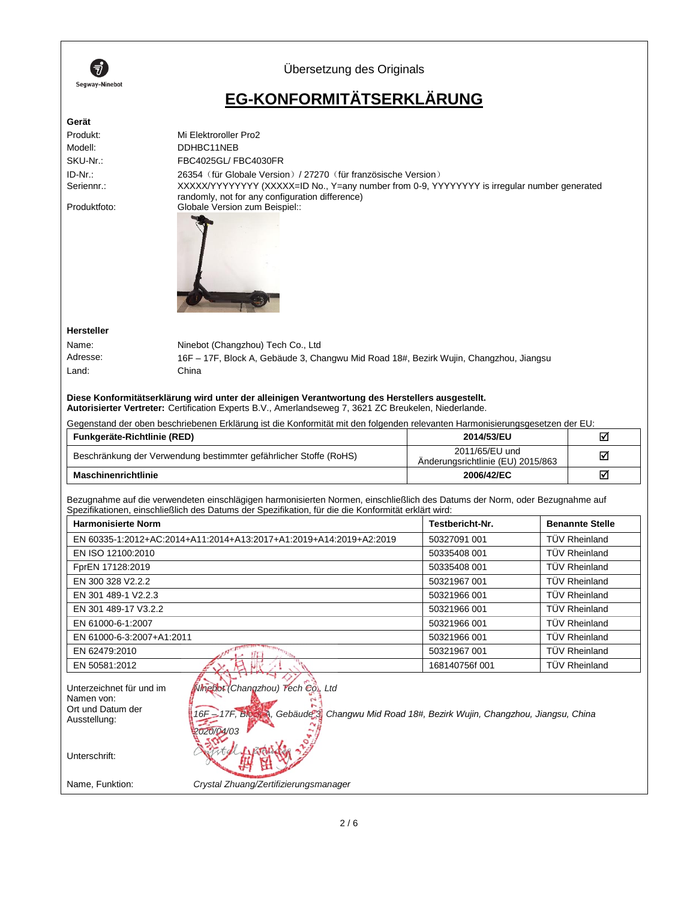Übersetzung des Originals

# EG-KONFORMITÄTSERKLÄRUNG

**Gerät**

| | |
|---|---|
| Produkt: | Mi Elektroroller Pro2 |
| Modell: | DDHBC11NEB |
| SKU-Nr.: | FBC4025GL/ FBC4030FR |
| ID-Nr.: | 26354（für Globale Version）/ 27270（für französische Version） |
| Seriennr.: | XXXXX/YYYYYYYY (XXXXX=ID No., Y=any number from 0-9, YYYYYYYY is irregular number generated randomly, not for any configuration difference) |
| Produktfoto: | Globale Version zum Beispiel:: |

**Hersteller**

| | |
|---|---|
| Name: | Ninebot (Changzhou) Tech Co., Ltd |
| Adresse: | 16F – 17F, Block A, Gebäude 3, Changwu Mid Road 18#, Bezirk Wujin, Changzhou, Jiangsu |
| Land: | China |

**Diese Konformitätserklärung wird unter der alleinigen Verantwortung des Herstellers ausgestellt.**
**Autorisierter Vertreter:** Certification Experts B.V., Amerlandseweg 7, 3621 ZC Breukelen, Niederlande.

Gegenstand der oben beschriebenen Erklärung ist die Konformität mit den folgenden relevanten Harmonisierungsgesetzen der EU:

| | | |
|---|---|---|
| **Funkgeräte-Richtlinie (RED)** | **2014/53/EU** | ☑ |
| Beschränkung der Verwendung bestimmter gefährlicher Stoffe (RoHS) | 2011/65/EU und Änderungsrichtlinie (EU) 2015/863 | ☑ |
| **Maschinenrichtlinie** | **2006/42/EC** | ☑ |

Bezugnahme auf die verwendeten einschlägigen harmonisierten Normen, einschließlich des Datums der Norm, oder Bezugnahme auf Spezifikationen, einschließlich des Datums der Spezifikation, für die die Konformität erklärt wird:

| Harmonisierte Norm | Testbericht-Nr. | Benannte Stelle |
|---|---|---|
| EN 60335-1:2012+AC:2014+A11:2014+A13:2017+A1:2019+A14:2019+A2:2019 | 50327091 001 | TÜV Rheinland |
| EN ISO 12100:2010 | 50335408 001 | TÜV Rheinland |
| FprEN 17128:2019 | 50335408 001 | TÜV Rheinland |
| EN 300 328 V2.2.2 | 50321967 001 | TÜV Rheinland |
| EN 301 489-1 V2.2.3 | 50321966 001 | TÜV Rheinland |
| EN 301 489-17 V3.2.2 | 50321966 001 | TÜV Rheinland |
| EN 61000-6-1:2007 | 50321966 001 | TÜV Rheinland |
| EN 61000-6-3:2007+A1:2011 | 50321966 001 | TÜV Rheinland |
| EN 62479:2010 | 50321967 001 | TÜV Rheinland |
| EN 50581:2012 | 168140756f 001 | TÜV Rheinland |

| | |
|---|---|
| Unterzeichnet für und im Namen von: | *Ninebot (Changzhou) Tech Co., Ltd* |
| Ort und Datum der Ausstellung: | *16F – 17F, Block A, Gebäude 3, Changwu Mid Road 18#, Bezirk Wujin, Changzhou, Jiangsu, China* *2020/04/03* |
| Unterschrift: | |
| Name, Funktion: | *Crystal Zhuang/Zertifizierungsmanager* |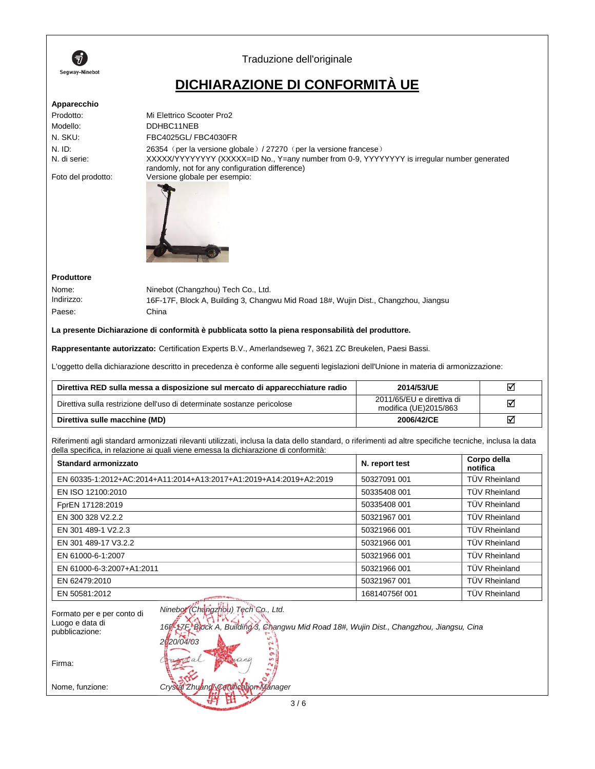Segway-Ninebot

Traduzione dell'originale

# DICHIARAZIONE DI CONFORMITÀ UE

**Apparecchio**

| | |
|---|---|
| Prodotto: | Mi Elettrico Scooter Pro2 |
| Modello: | DDHBC11NEB |
| N. SKU: | FBC4025GL/ FBC4030FR |
| N. ID: | 26354（per la versione globale）/ 27270（per la versione francese） |
| N. di serie: | XXXXX/YYYYYYYY (XXXXX=ID No., Y=any number from 0-9, YYYYYYYY is irregular number generated randomly, not for any configuration difference) |
| Foto del prodotto: | Versione globale per esempio: |

**Produttore**

| | |
|---|---|
| Nome: | Ninebot (Changzhou) Tech Co., Ltd. |
| Indirizzo: | 16F-17F, Block A, Building 3, Changwu Mid Road 18#, Wujin Dist., Changzhou, Jiangsu |
| Paese: | China |

**La presente Dichiarazione di conformità è pubblicata sotto la piena responsabilità del produttore.**

**Rappresentante autorizzato:** Certification Experts B.V., Amerlandseweg 7, 3621 ZC Breukelen, Paesi Bassi.

L'oggetto della dichiarazione descritto in precedenza è conforme alle seguenti legislazioni dell'Unione in materia di armonizzazione:

| | | |
|---|---|---|
| **Direttiva RED sulla messa a disposizione sul mercato di apparecchiature radio** | **2014/53/UE** | ☑ |
| Direttiva sulla restrizione dell'uso di determinate sostanze pericolose | 2011/65/EU e direttiva di modifica (UE)2015/863 | ☑ |
| **Direttiva sulle macchine (MD)** | **2006/42/CE** | ☑ |

Riferimenti agli standard armonizzati rilevanti utilizzati, inclusa la data dello standard, o riferimenti ad altre specifiche tecniche, inclusa la data della specifica, in relazione ai quali viene emessa la dichiarazione di conformità:

| **Standard armonizzato** | **N. report test** | **Corpo della notifica** |
|---|---|---|
| EN 60335-1:2012+AC:2014+A11:2014+A13:2017+A1:2019+A14:2019+A2:2019 | 50327091 001 | TÜV Rheinland |
| EN ISO 12100:2010 | 50335408 001 | TÜV Rheinland |
| FprEN 17128:2019 | 50335408 001 | TÜV Rheinland |
| EN 300 328 V2.2.2 | 50321967 001 | TÜV Rheinland |
| EN 301 489-1 V2.2.3 | 50321966 001 | TÜV Rheinland |
| EN 301 489-17 V3.2.2 | 50321966 001 | TÜV Rheinland |
| EN 61000-6-1:2007 | 50321966 001 | TÜV Rheinland |
| EN 61000-6-3:2007+A1:2011 | 50321966 001 | TÜV Rheinland |
| EN 62479:2010 | 50321967 001 | TÜV Rheinland |
| EN 50581:2012 | 168140756f 001 | TÜV Rheinland |

| | |
|---|---|
| Formato per e per conto di | *Ninebot (Changzhou) Tech Co., Ltd.* |
| Luogo e data di pubblicazione: | *16F-17F, Block A, Building 3, Changwu Mid Road 18#, Wujin Dist., Changzhou, Jiangsu, Cina* |
| | *2020/04/03* |
| Firma: | *Crystal Zhuang* |
| Nome, funzione: | *Crystal Zhuang/Certification Manager* |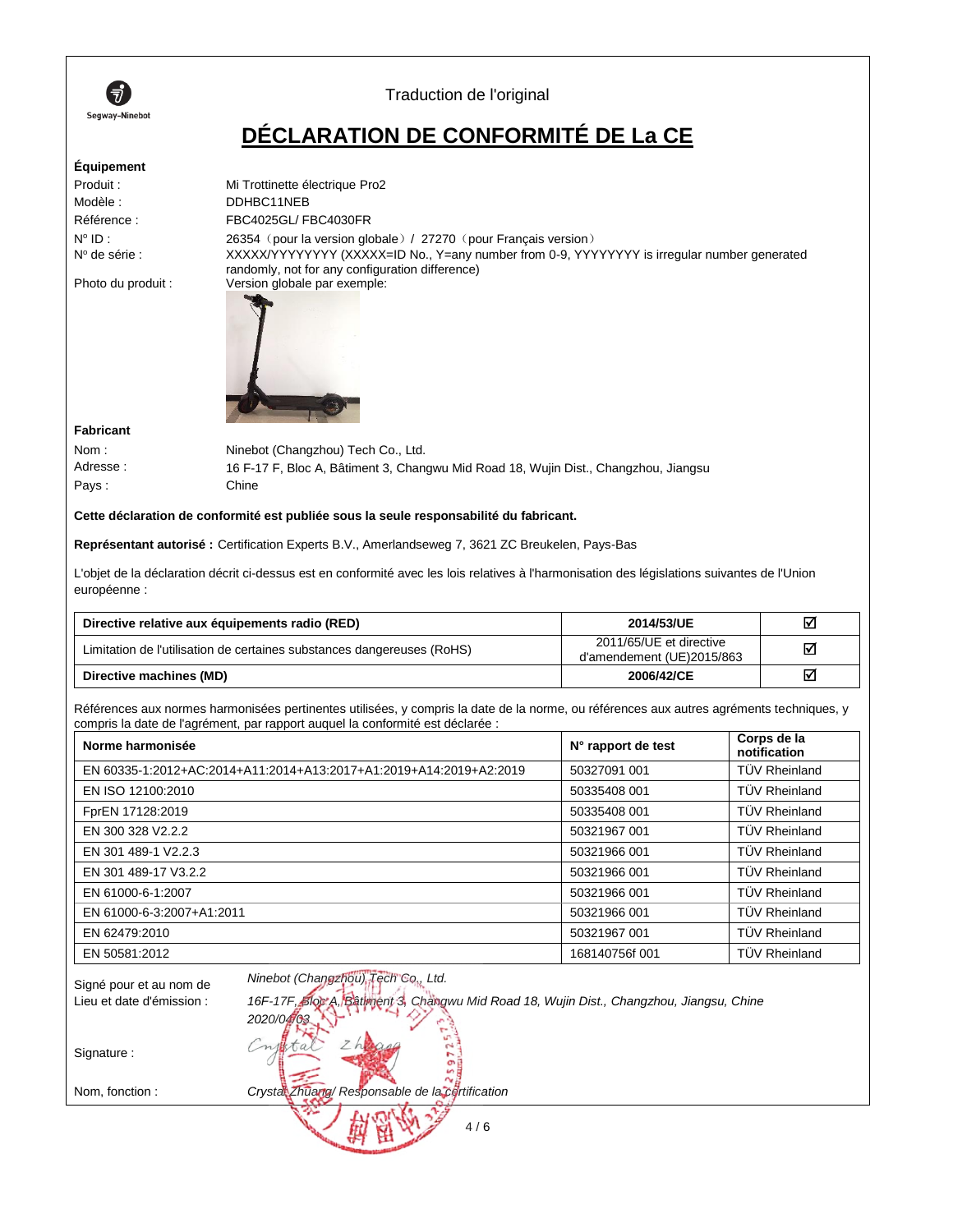Traduction de l'original

# DÉCLARATION DE CONFORMITÉ DE La CE

**Équipement**

Produit : Mi Trottinette électrique Pro2

Modèle : DDHBC11NEB

Référence : FBC4025GL/ FBC4030FR

N° ID : 26354（pour la version globale）/ 27270（pour Français version）

N° de série : XXXXX/YYYYYYYY (XXXXX=ID No., Y=any number from 0-9, YYYYYYYY is irregular number generated randomly, not for any configuration difference)

Photo du produit : Version globale par exemple:

**Fabricant**

Nom : Ninebot (Changzhou) Tech Co., Ltd.

Adresse : 16 F-17 F, Bloc A, Bâtiment 3, Changwu Mid Road 18, Wujin Dist., Changzhou, Jiangsu

Pays : Chine

**Cette déclaration de conformité est publiée sous la seule responsabilité du fabricant.**

**Représentant autorisé :** Certification Experts B.V., Amerlandseweg 7, 3621 ZC Breukelen, Pays-Bas

L'objet de la déclaration décrit ci-dessus est en conformité avec les lois relatives à l'harmonisation des législations suivantes de l'Union européenne :

| **Directive relative aux équipements radio (RED)** | **2014/53/UE** | ☑ |
|---|---|---|
| Limitation de l'utilisation de certaines substances dangereuses (RoHS) | 2011/65/UE et directive d'amendement (UE)2015/863 | ☑ |
| **Directive machines (MD)** | **2006/42/CE** | ☑ |

Références aux normes harmonisées pertinentes utilisées, y compris la date de la norme, ou références aux autres agréments techniques, y compris la date de l'agrément, par rapport auquel la conformité est déclarée :

| Norme harmonisée | N° rapport de test | Corps de la notification |
|---|---|---|
| EN 60335-1:2012+AC:2014+A11:2014+A13:2017+A1:2019+A14:2019+A2:2019 | 50327091 001 | TÜV Rheinland |
| EN ISO 12100:2010 | 50335408 001 | TÜV Rheinland |
| FprEN 17128:2019 | 50335408 001 | TÜV Rheinland |
| EN 300 328 V2.2.2 | 50321967 001 | TÜV Rheinland |
| EN 301 489-1 V2.2.3 | 50321966 001 | TÜV Rheinland |
| EN 301 489-17 V3.2.2 | 50321966 001 | TÜV Rheinland |
| EN 61000-6-1:2007 | 50321966 001 | TÜV Rheinland |
| EN 61000-6-3:2007+A1:2011 | 50321966 001 | TÜV Rheinland |
| EN 62479:2010 | 50321967 001 | TÜV Rheinland |
| EN 50581:2012 | 168140756f 001 | TÜV Rheinland |

Signé pour et au nom de: *Ninebot (Changzhou) Tech Co., Ltd.*

Lieu et date d'émission : *16F-17F, Bloc A, Bâtiment 3, Changwu Mid Road 18, Wujin Dist., Changzhou, Jiangsu, Chine 2020/04/03*

Signature : *Crystal Zhuang*

Nom, fonction : *Crystal Zhuang/ Responsable de la certification*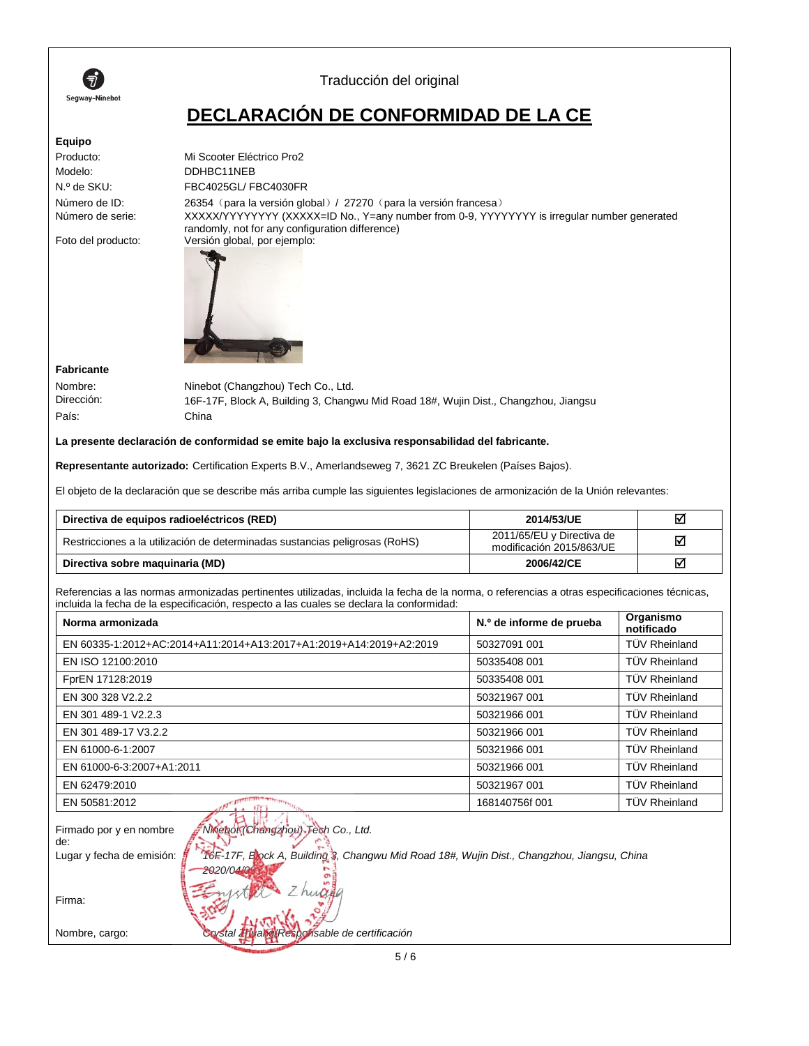Segway-Ninebot

Traducción del original

# DECLARACIÓN DE CONFORMIDAD DE LA CE

**Equipo**

Producto: Mi Scooter Eléctrico Pro2

Modelo: DDHBC11NEB

N.º de SKU: FBC4025GL/ FBC4030FR

Número de ID: 26354（para la versión global）/ 27270（para la versión francesa）

Número de serie: XXXXX/YYYYYYYY (XXXXX=ID No., Y=any number from 0-9, YYYYYYYY is irregular number generated randomly, not for any configuration difference)

Foto del producto: Versión global, por ejemplo:

**Fabricante**

Nombre: Ninebot (Changzhou) Tech Co., Ltd.

Dirección: 16F-17F, Block A, Building 3, Changwu Mid Road 18#, Wujin Dist., Changzhou, Jiangsu

País: China

**La presente declaración de conformidad se emite bajo la exclusiva responsabilidad del fabricante.**

**Representante autorizado:** Certification Experts B.V., Amerlandseweg 7, 3621 ZC Breukelen (Países Bajos).

El objeto de la declaración que se describe más arriba cumple las siguientes legislaciones de armonización de la Unión relevantes:

| **Directiva de equipos radioeléctricos (RED)** | **2014/53/UE** | ☑ |
|---|---|---|
| Restricciones a la utilización de determinadas sustancias peligrosas (RoHS) | 2011/65/EU y Directiva de modificación 2015/863/UE | ☑ |
| **Directiva sobre maquinaria (MD)** | **2006/42/CE** | ☑ |

Referencias a las normas armonizadas pertinentes utilizadas, incluida la fecha de la norma, o referencias a otras especificaciones técnicas, incluida la fecha de la especificación, respecto a las cuales se declara la conformidad:

| **Norma armonizada** | **N.º de informe de prueba** | **Organismo notificado** |
|---|---|---|
| EN 60335-1:2012+AC:2014+A11:2014+A13:2017+A1:2019+A14:2019+A2:2019 | 50327091 001 | TÜV Rheinland |
| EN ISO 12100:2010 | 50335408 001 | TÜV Rheinland |
| FprEN 17128:2019 | 50335408 001 | TÜV Rheinland |
| EN 300 328 V2.2.2 | 50321967 001 | TÜV Rheinland |
| EN 301 489-1 V2.2.3 | 50321966 001 | TÜV Rheinland |
| EN 301 489-17 V3.2.2 | 50321966 001 | TÜV Rheinland |
| EN 61000-6-1:2007 | 50321966 001 | TÜV Rheinland |
| EN 61000-6-3:2007+A1:2011 | 50321966 001 | TÜV Rheinland |
| EN 62479:2010 | 50321967 001 | TÜV Rheinland |
| EN 50581:2012 | 168140756f 001 | TÜV Rheinland |

Firmado por y en nombre de: *Ninebot (Changzhou) Tech Co., Ltd.*

Lugar y fecha de emisión: *16F-17F, Block A, Building 3, Changwu Mid Road 18#, Wujin Dist., Changzhou, Jiangsu, China 2020/04/09*

Firma: Crystal Zhuang

Nombre, cargo: *Crystal Zhuang/Responsable de certificación*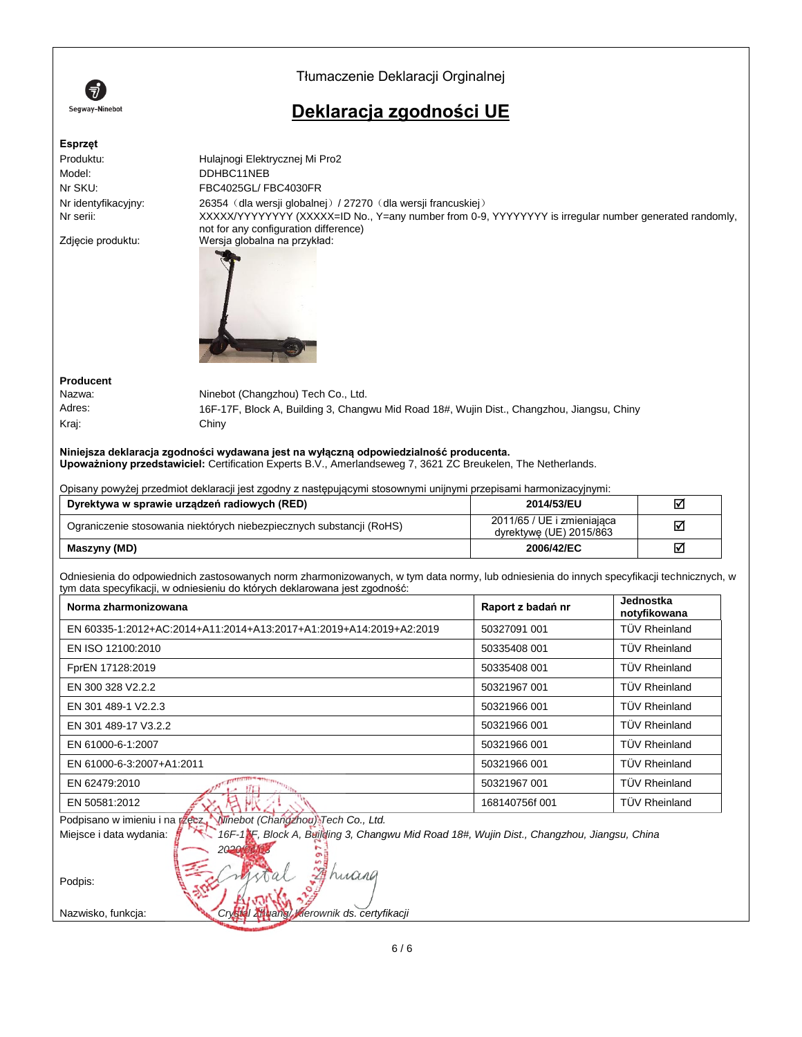Tłumaczenie Deklaracji Orginalnej

# Deklaracja zgodności UE

**Esprzęt**

Produktu: Hulajnogi Elektrycznej Mi Pro2

Model: DDHBC11NEB

Nr SKU: FBC4025GL/ FBC4030FR

Nr identyfikacyjny: 26354（dla wersji globalnej）/ 27270（dla wersji francuskiej）

Nr serii: XXXXX/YYYYYYYY (XXXXX=ID No., Y=any number from 0-9, YYYYYYYY is irregular number generated randomly, not for any configuration difference)

Zdjęcie produktu: Wersja globalna na przykład:

**Producent**

Nazwa: Ninebot (Changzhou) Tech Co., Ltd.

Adres: 16F-17F, Block A, Building 3, Changwu Mid Road 18#, Wujin Dist., Changzhou, Jiangsu, Chiny

Kraj: Chiny

**Niniejsza deklaracja zgodności wydawana jest na wyłączną odpowiedzialność producenta.**
**Upoważniony przedstawiciel:** Certification Experts B.V., Amerlandseweg 7, 3621 ZC Breukelen, The Netherlands.

Opisany powyżej przedmiot deklaracji jest zgodny z następującymi stosownymi unijnymi przepisami harmonizacyjnymi:

| | | |
|---|---|---|
| **Dyrektywa w sprawie urządzeń radiowych (RED)** | **2014/53/EU** | ☑ |
| Ograniczenie stosowania niektórych niebezpiecznych substancji (RoHS) | 2011/65 / UE i zmieniająca dyrektywę (UE) 2015/863 | ☑ |
| **Maszyny (MD)** | **2006/42/EC** | ☑ |

Odniesienia do odpowiednich zastosowanych norm zharmonizowanych, w tym data normy, lub odniesienia do innych specyfikacji technicznych, w tym data specyfikacji, w odniesieniu do których deklarowana jest zgodność:

| Norma zharmonizowana | Raport z badań nr | Jednostka notyfikowana |
|---|---|---|
| EN 60335-1:2012+AC:2014+A11:2014+A13:2017+A1:2019+A14:2019+A2:2019 | 50327091 001 | TÜV Rheinland |
| EN ISO 12100:2010 | 50335408 001 | TÜV Rheinland |
| FprEN 17128:2019 | 50335408 001 | TÜV Rheinland |
| EN 300 328 V2.2.2 | 50321967 001 | TÜV Rheinland |
| EN 301 489-1 V2.2.3 | 50321966 001 | TÜV Rheinland |
| EN 301 489-17 V3.2.2 | 50321966 001 | TÜV Rheinland |
| EN 61000-6-1:2007 | 50321966 001 | TÜV Rheinland |
| EN 61000-6-3:2007+A1:2011 | 50321966 001 | TÜV Rheinland |
| EN 62479:2010 | 50321967 001 | TÜV Rheinland |
| EN 50581:2012 | 168140756f 001 | TÜV Rheinland |

Podpisano w imieniu i na rzecz: *Ninebot (Changzhou) Tech Co., Ltd.*

Miejsce i data wydania: *16F-17F, Block A, Building 3, Changwu Mid Road 18#, Wujin Dist., Changzhou, Jiangsu, China*
*2020/04/03*

Podpis: Crystal Zhuang

Nazwisko, funkcja: *Crystal Zhuang/ Kierownik ds. certyfikacji*